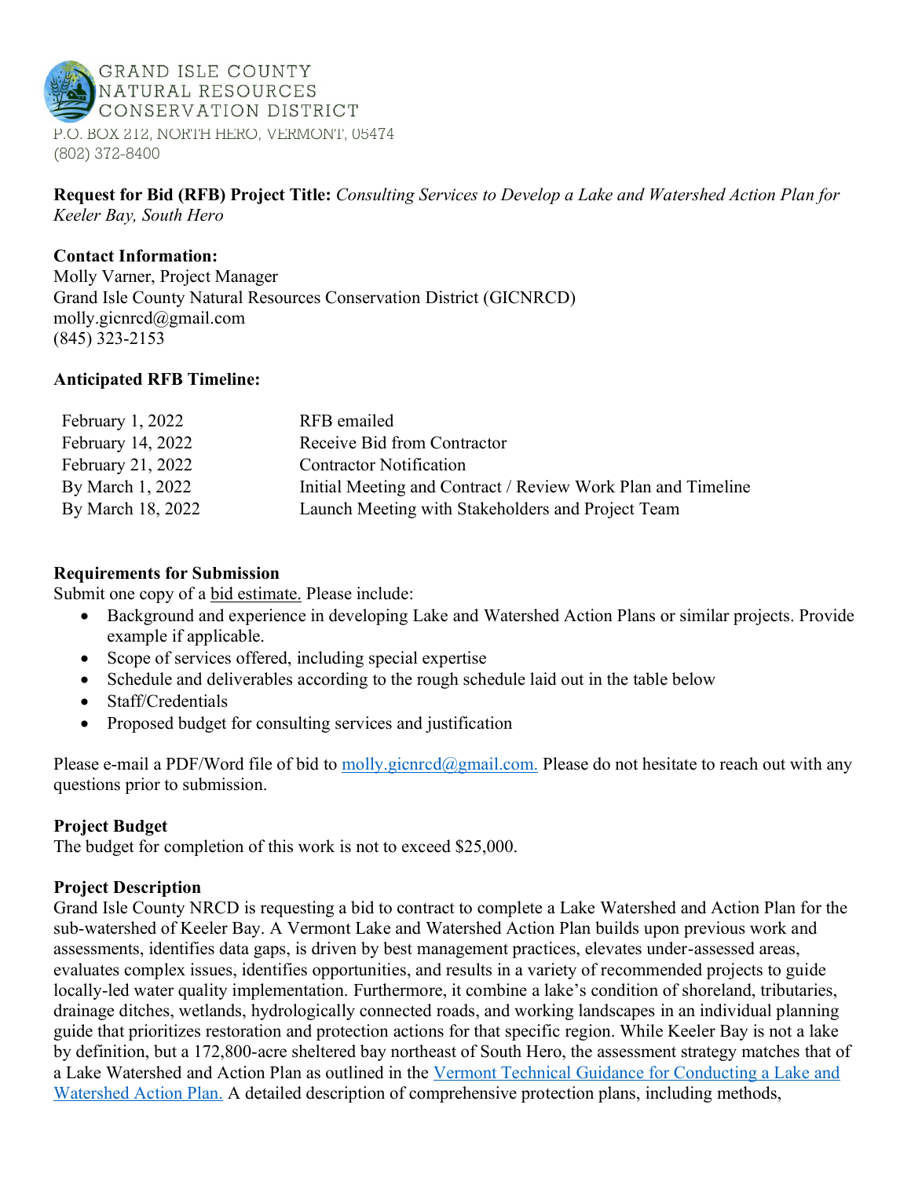GRAND ISLE COUNTY
NATURAL RESOURCES
CONSERVATION DISTRICT

P.O. BOX 212, NORTH HERO, VERMONT, 05474
(802) 372-8400

**Request for Bid (RFB) Project Title:** *Consulting Services to Develop a Lake and Watershed Action Plan for Keeler Bay, South Hero*

**Contact Information:**
Molly Varner, Project Manager
Grand Isle County Natural Resources Conservation District (GICNRCD)
molly.gicnrcd@gmail.com
(845) 323-2153

**Anticipated RFB Timeline:**

| | |
|---|---|
| February 1, 2022 | RFB emailed |
| February 14, 2022 | Receive Bid from Contractor |
| February 21, 2022 | Contractor Notification |
| By March 1, 2022 | Initial Meeting and Contract / Review Work Plan and Timeline |
| By March 18, 2022 | Launch Meeting with Stakeholders and Project Team |

**Requirements for Submission**
Submit one copy of a bid estimate. Please include:

- Background and experience in developing Lake and Watershed Action Plans or similar projects. Provide example if applicable.
- Scope of services offered, including special expertise
- Schedule and deliverables according to the rough schedule laid out in the table below
- Staff/Credentials
- Proposed budget for consulting services and justification

Please e-mail a PDF/Word file of bid to molly.gicnrcd@gmail.com. Please do not hesitate to reach out with any questions prior to submission.

**Project Budget**
The budget for completion of this work is not to exceed $25,000.

**Project Description**
Grand Isle County NRCD is requesting a bid to contract to complete a Lake Watershed and Action Plan for the sub-watershed of Keeler Bay. A Vermont Lake and Watershed Action Plan builds upon previous work and assessments, identifies data gaps, is driven by best management practices, elevates under-assessed areas, evaluates complex issues, identifies opportunities, and results in a variety of recommended projects to guide locally-led water quality implementation. Furthermore, it combine a lake's condition of shoreland, tributaries, drainage ditches, wetlands, hydrologically connected roads, and working landscapes in an individual planning guide that prioritizes restoration and protection actions for that specific region. While Keeler Bay is not a lake by definition, but a 172,800-acre sheltered bay northeast of South Hero, the assessment strategy matches that of a Lake Watershed and Action Plan as outlined in the Vermont Technical Guidance for Conducting a Lake and Watershed Action Plan. A detailed description of comprehensive protection plans, including methods,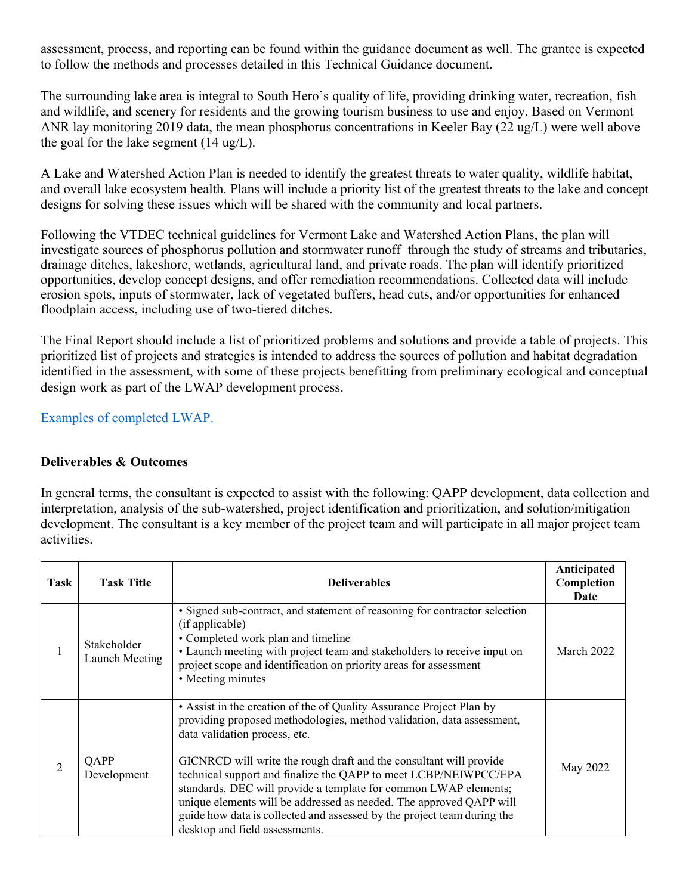assessment, process, and reporting can be found within the guidance document as well. The grantee is expected to follow the methods and processes detailed in this Technical Guidance document.

The surrounding lake area is integral to South Hero's quality of life, providing drinking water, recreation, fish and wildlife, and scenery for residents and the growing tourism business to use and enjoy. Based on Vermont ANR lay monitoring 2019 data, the mean phosphorus concentrations in Keeler Bay (22 ug/L) were well above the goal for the lake segment (14 ug/L).

A Lake and Watershed Action Plan is needed to identify the greatest threats to water quality, wildlife habitat, and overall lake ecosystem health. Plans will include a priority list of the greatest threats to the lake and concept designs for solving these issues which will be shared with the community and local partners.

Following the VTDEC technical guidelines for Vermont Lake and Watershed Action Plans, the plan will investigate sources of phosphorus pollution and stormwater runoff through the study of streams and tributaries, drainage ditches, lakeshore, wetlands, agricultural land, and private roads. The plan will identify prioritized opportunities, develop concept designs, and offer remediation recommendations. Collected data will include erosion spots, inputs of stormwater, lack of vegetated buffers, head cuts, and/or opportunities for enhanced floodplain access, including use of two-tiered ditches.

The Final Report should include a list of prioritized problems and solutions and provide a table of projects. This prioritized list of projects and strategies is intended to address the sources of pollution and habitat degradation identified in the assessment, with some of these projects benefitting from preliminary ecological and conceptual design work as part of the LWAP development process.

Examples of completed LWAP.

**Deliverables & Outcomes**

In general terms, the consultant is expected to assist with the following: QAPP development, data collection and interpretation, analysis of the sub-watershed, project identification and prioritization, and solution/mitigation development. The consultant is a key member of the project team and will participate in all major project team activities.

| Task | Task Title | Deliverables | Anticipated Completion Date |
|---|---|---|---|
| 1 | Stakeholder Launch Meeting | • Signed sub-contract, and statement of reasoning for contractor selection (if applicable)<br>• Completed work plan and timeline<br>• Launch meeting with project team and stakeholders to receive input on project scope and identification on priority areas for assessment<br>• Meeting minutes | March 2022 |
| 2 | QAPP Development | • Assist in the creation of the of Quality Assurance Project Plan by providing proposed methodologies, method validation, data assessment, data validation process, etc.<br><br>GICNRCD will write the rough draft and the consultant will provide technical support and finalize the QAPP to meet LCBP/NEIWPCC/EPA standards. DEC will provide a template for common LWAP elements; unique elements will be addressed as needed. The approved QAPP will guide how data is collected and assessed by the project team during the desktop and field assessments. | May 2022 |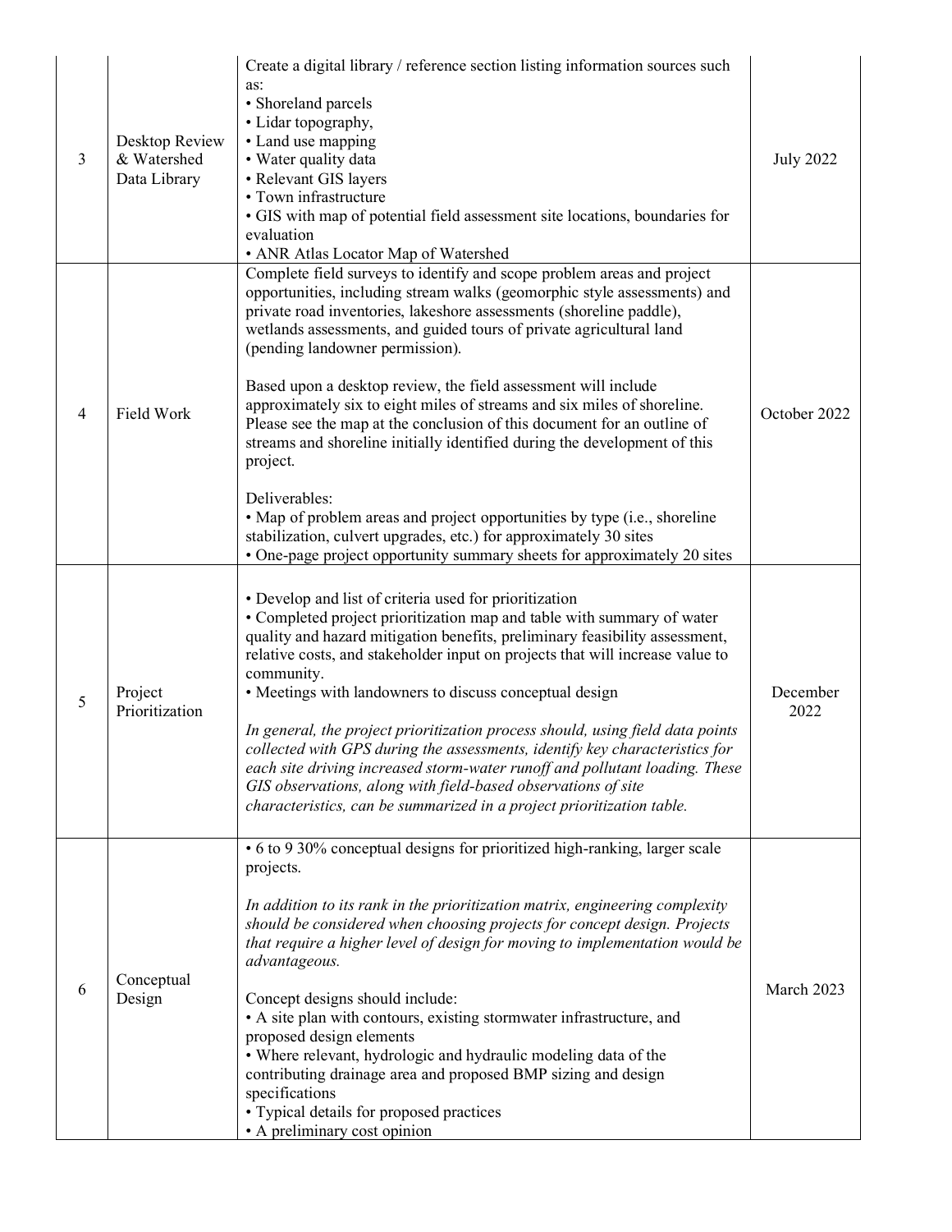| | | | |
|---|---|---|---|
| 3 | Desktop Review & Watershed Data Library | Create a digital library / reference section listing information sources such as:<br>• Shoreland parcels<br>• Lidar topography,<br>• Land use mapping<br>• Water quality data<br>• Relevant GIS layers<br>• Town infrastructure<br>• GIS with map of potential field assessment site locations, boundaries for evaluation<br>• ANR Atlas Locator Map of Watershed | July 2022 |
| 4 | Field Work | Complete field surveys to identify and scope problem areas and project opportunities, including stream walks (geomorphic style assessments) and private road inventories, lakeshore assessments (shoreline paddle), wetlands assessments, and guided tours of private agricultural land (pending landowner permission).<br><br>Based upon a desktop review, the field assessment will include approximately six to eight miles of streams and six miles of shoreline. Please see the map at the conclusion of this document for an outline of streams and shoreline initially identified during the development of this project.<br><br>Deliverables:<br>• Map of problem areas and project opportunities by type (i.e., shoreline stabilization, culvert upgrades, etc.) for approximately 30 sites<br>• One-page project opportunity summary sheets for approximately 20 sites | October 2022 |
| 5 | Project Prioritization | • Develop and list of criteria used for prioritization<br>• Completed project prioritization map and table with summary of water quality and hazard mitigation benefits, preliminary feasibility assessment, relative costs, and stakeholder input on projects that will increase value to community.<br>• Meetings with landowners to discuss conceptual design<br><br>*In general, the project prioritization process should, using field data points collected with GPS during the assessments, identify key characteristics for each site driving increased storm-water runoff and pollutant loading. These GIS observations, along with field-based observations of site characteristics, can be summarized in a project prioritization table.* | December 2022 |
| 6 | Conceptual Design | • 6 to 9 30% conceptual designs for prioritized high-ranking, larger scale projects.<br><br>*In addition to its rank in the prioritization matrix, engineering complexity should be considered when choosing projects for concept design. Projects that require a higher level of design for moving to implementation would be advantageous.*<br><br>Concept designs should include:<br>• A site plan with contours, existing stormwater infrastructure, and proposed design elements<br>• Where relevant, hydrologic and hydraulic modeling data of the contributing drainage area and proposed BMP sizing and design specifications<br>• Typical details for proposed practices<br>• A preliminary cost opinion | March 2023 |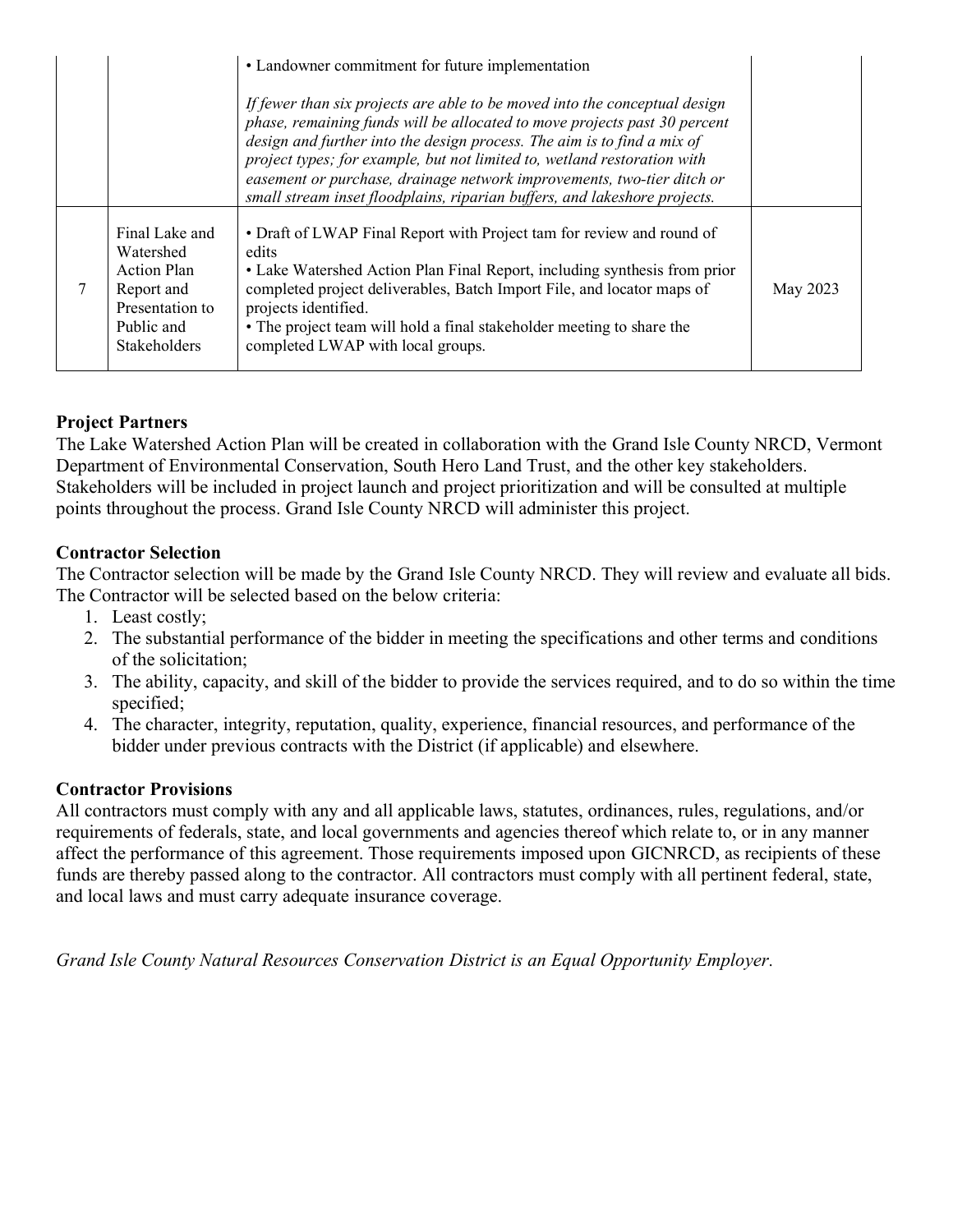| | | | |
|---|---|---|---|
| | | • Landowner commitment for future implementation<br><br>*If fewer than six projects are able to be moved into the conceptual design phase, remaining funds will be allocated to move projects past 30 percent design and further into the design process. The aim is to find a mix of project types; for example, but not limited to, wetland restoration with easement or purchase, drainage network improvements, two-tier ditch or small stream inset floodplains, riparian buffers, and lakeshore projects.* | |
| 7 | Final Lake and Watershed Action Plan Report and Presentation to Public and Stakeholders | • Draft of LWAP Final Report with Project tam for review and round of edits<br>• Lake Watershed Action Plan Final Report, including synthesis from prior completed project deliverables, Batch Import File, and locator maps of projects identified.<br>• The project team will hold a final stakeholder meeting to share the completed LWAP with local groups. | May 2023 |

**Project Partners**

The Lake Watershed Action Plan will be created in collaboration with the Grand Isle County NRCD, Vermont Department of Environmental Conservation, South Hero Land Trust, and the other key stakeholders. Stakeholders will be included in project launch and project prioritization and will be consulted at multiple points throughout the process. Grand Isle County NRCD will administer this project.

**Contractor Selection**

The Contractor selection will be made by the Grand Isle County NRCD. They will review and evaluate all bids. The Contractor will be selected based on the below criteria:

1. Least costly;
2. The substantial performance of the bidder in meeting the specifications and other terms and conditions of the solicitation;
3. The ability, capacity, and skill of the bidder to provide the services required, and to do so within the time specified;
4. The character, integrity, reputation, quality, experience, financial resources, and performance of the bidder under previous contracts with the District (if applicable) and elsewhere.

**Contractor Provisions**

All contractors must comply with any and all applicable laws, statutes, ordinances, rules, regulations, and/or requirements of federals, state, and local governments and agencies thereof which relate to, or in any manner affect the performance of this agreement. Those requirements imposed upon GICNRCD, as recipients of these funds are thereby passed along to the contractor. All contractors must comply with all pertinent federal, state, and local laws and must carry adequate insurance coverage.

*Grand Isle County Natural Resources Conservation District is an Equal Opportunity Employer.*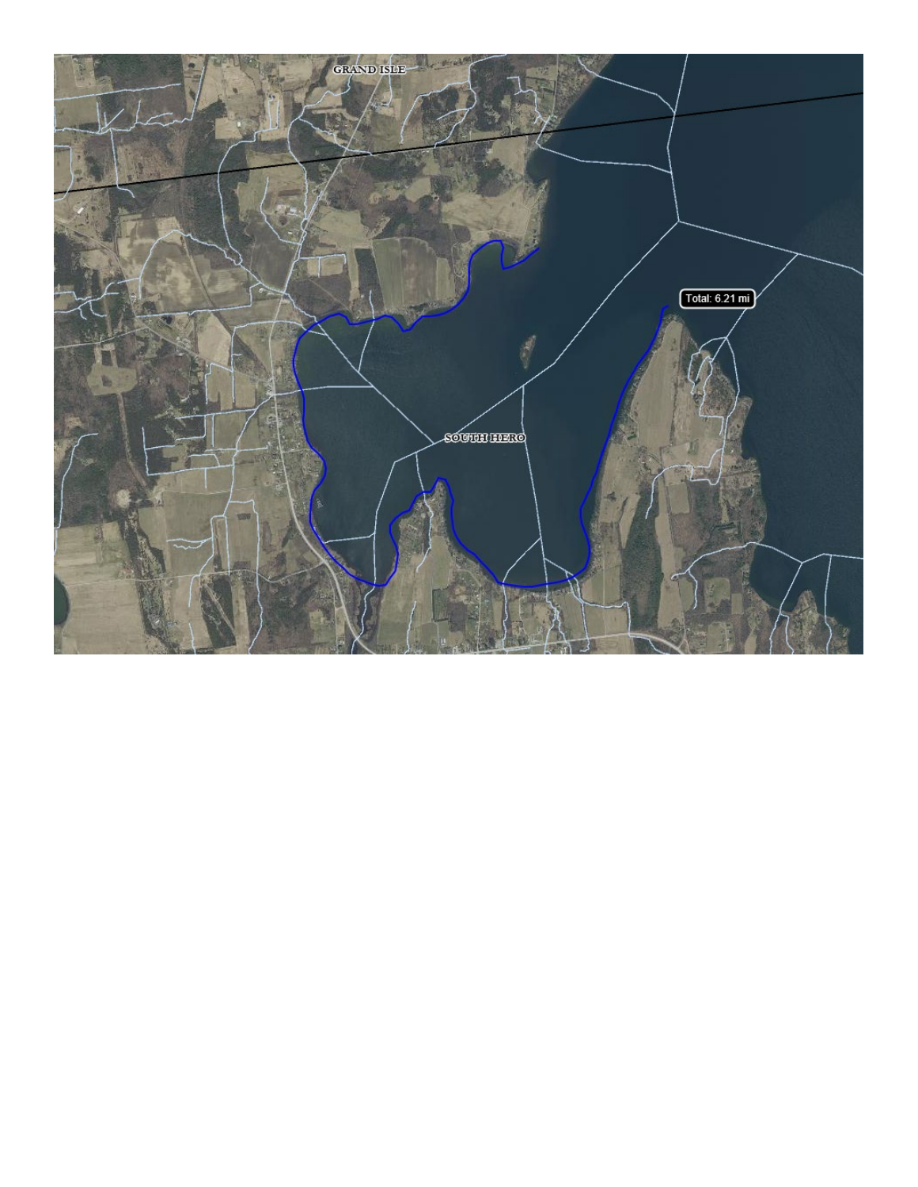GRAND ISLE

Total: 6.21 mi

SOUTH HERO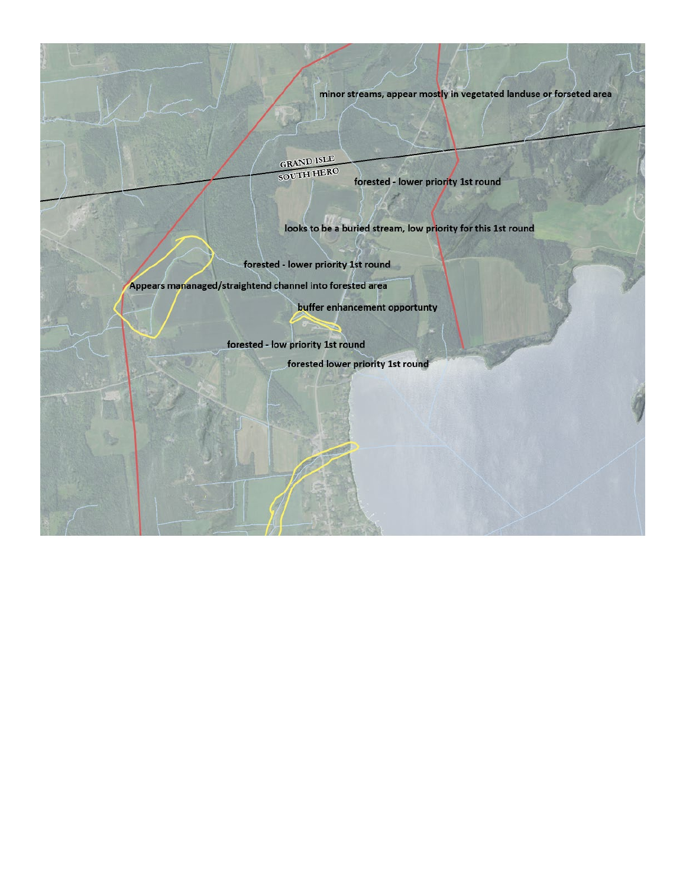minor streams, appear mostly in vegetated landuse or forseted area

GRAND ISLE

SOUTH HERO

forested - lower priority 1st round

looks to be a buried stream, low priority for this 1st round

forested - lower priority 1st round

Appears mananaged/straightend channel into forested area

buffer enhancement opportunty

forested - low priority 1st round

forested lower priority 1st round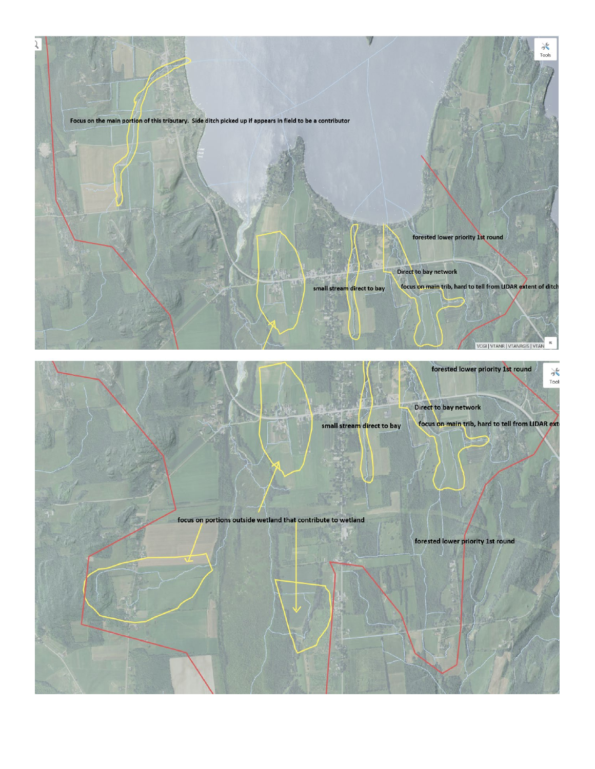Focus on the main portion of this tributary. Side ditch picked up if appears in field to be a contributor

forested lower priority 1st round

Direct to bay network

small stream direct to bay

focus on main trib, hard to tell from LIDAR extent of ditch

forested lower priority 1st round

Direct to bay network

small stream direct to bay

focus on main trib, hard to tell from LIDAR ext

focus on portions outside wetland that contribute to wetland

forested lower priority 1st round